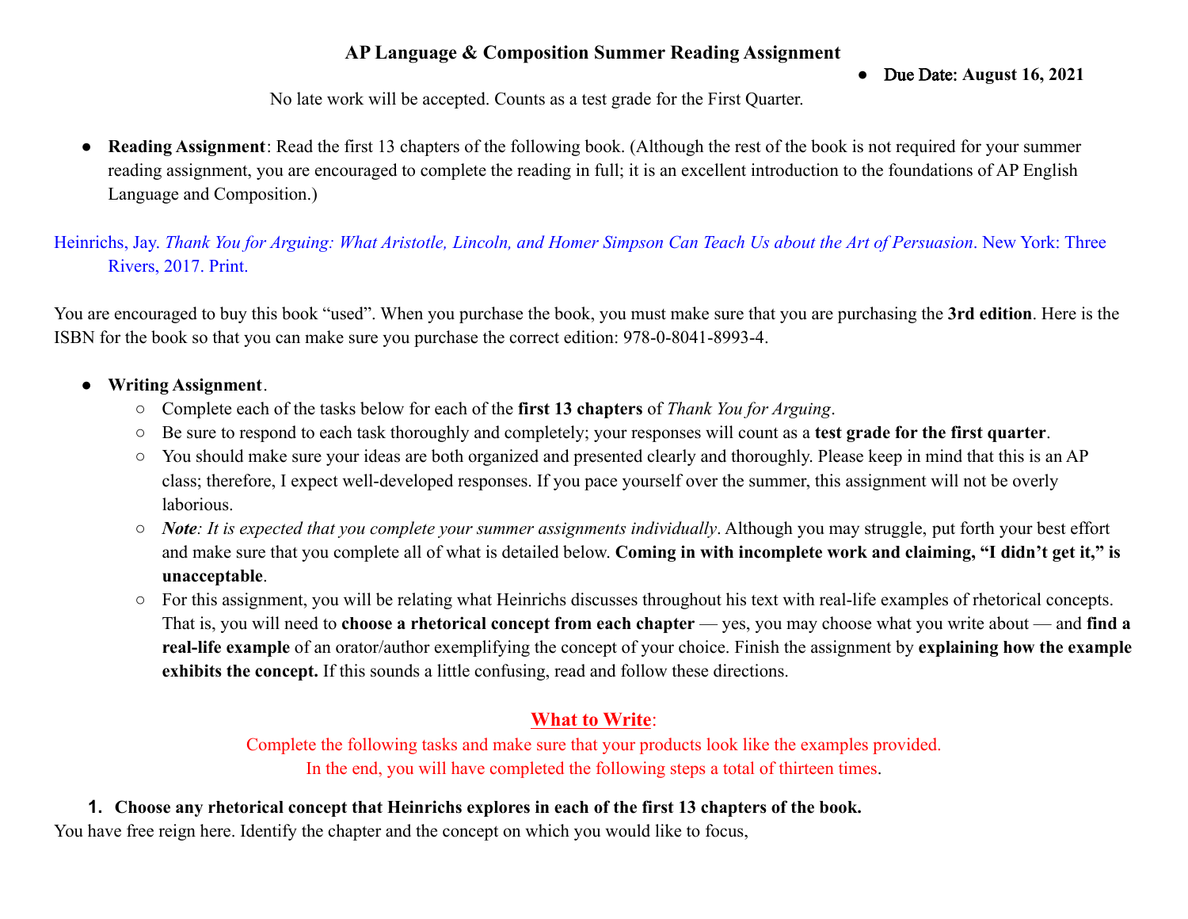# AP Language & Composition Summer Reading Assignment

- **Due Date: August 16, 2021**

No late work will be accepted. Counts as a test grade for the First Quarter.

- **Reading Assignment**: Read the first 13 chapters of the following book. (Although the rest of the book is not required for your summer reading assignment, you are encouraged to complete the reading in full; it is an excellent introduction to the foundations of AP English Language and Composition.)

Heinrichs, Jay. *Thank You for Arguing: What Aristotle, Lincoln, and Homer Simpson Can Teach Us about the Art of Persuasion*. New York: Three Rivers, 2017. Print.

You are encouraged to buy this book "used". When you purchase the book, you must make sure that you are purchasing the **3rd edition**. Here is the ISBN for the book so that you can make sure you purchase the correct edition: 978-0-8041-8993-4.

- **Writing Assignment**.
  - Complete each of the tasks below for each of the **first 13 chapters** of *Thank You for Arguing*.
  - Be sure to respond to each task thoroughly and completely; your responses will count as a **test grade for the first quarter**.
  - You should make sure your ideas are both organized and presented clearly and thoroughly. Please keep in mind that this is an AP class; therefore, I expect well-developed responses. If you pace yourself over the summer, this assignment will not be overly laborious.
  - ***Note**: It is expected that you complete your summer assignments individually*. Although you may struggle, put forth your best effort and make sure that you complete all of what is detailed below. **Coming in with incomplete work and claiming, "I didn't get it," is unacceptable**.
  - For this assignment, you will be relating what Heinrichs discusses throughout his text with real-life examples of rhetorical concepts. That is, you will need to **choose a rhetorical concept from each chapter** — yes, you may choose what you write about — and **find a real-life example** of an orator/author exemplifying the concept of your choice. Finish the assignment by **explaining how the example exhibits the concept.** If this sounds a little confusing, read and follow these directions.

## What to Write:

Complete the following tasks and make sure that your products look like the examples provided.
In the end, you will have completed the following steps a total of thirteen times.

1. **Choose any rhetorical concept that Heinrichs explores in each of the first 13 chapters of the book.**

You have free reign here. Identify the chapter and the concept on which you would like to focus,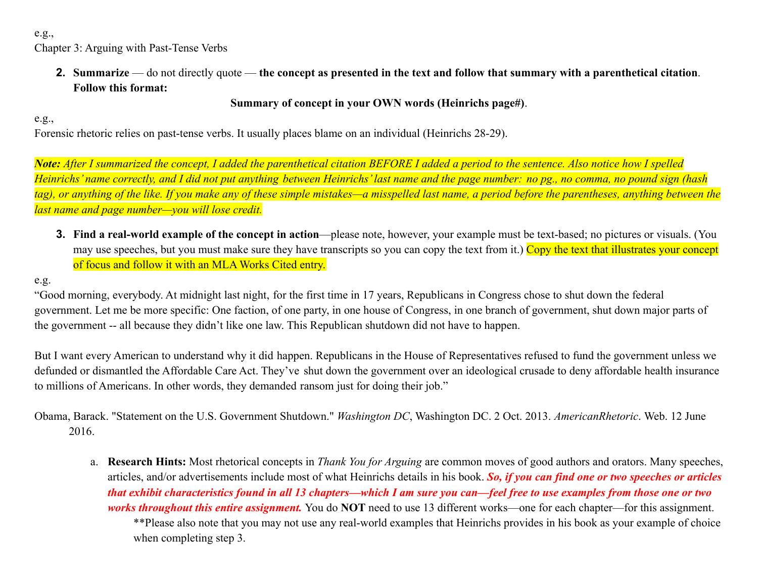e.g.,
Chapter 3: Arguing with Past-Tense Verbs

2. **Summarize** — do not directly quote — **the concept as presented in the text and follow that summary with a parenthetical citation**. **Follow this format:**

**Summary of concept in your OWN words (Heinrichs page#)**.

e.g.,
Forensic rhetoric relies on past-tense verbs. It usually places blame on an individual (Heinrichs 28-29).

***Note:*** *After I summarized the concept, I added the parenthetical citation BEFORE I added a period to the sentence. Also notice how I spelled Heinrichs' name correctly, and I did not put anything between Heinrichs' last name and the page number: no pg., no comma, no pound sign (hash tag), or anything of the like. If you make any of these simple mistakes—a misspelled last name, a period before the parentheses, anything between the last name and page number—you will lose credit.*

3. **Find a real-world example of the concept in action**—please note, however, your example must be text-based; no pictures or visuals. (You may use speeches, but you must make sure they have transcripts so you can copy the text from it.) Copy the text that illustrates your concept of focus and follow it with an MLA Works Cited entry.

e.g.
"Good morning, everybody. At midnight last night, for the first time in 17 years, Republicans in Congress chose to shut down the federal government. Let me be more specific: One faction, of one party, in one house of Congress, in one branch of government, shut down major parts of the government -- all because they didn't like one law. This Republican shutdown did not have to happen.

But I want every American to understand why it did happen. Republicans in the House of Representatives refused to fund the government unless we defunded or dismantled the Affordable Care Act. They've shut down the government over an ideological crusade to deny affordable health insurance to millions of Americans. In other words, they demanded ransom just for doing their job."

Obama, Barack. "Statement on the U.S. Government Shutdown." *Washington DC*, Washington DC. 2 Oct. 2013. *AmericanRhetoric*. Web. 12 June 2016.

a. **Research Hints:** Most rhetorical concepts in *Thank You for Arguing* are common moves of good authors and orators. Many speeches, articles, and/or advertisements include most of what Heinrichs details in his book. ***So, if you can find one or two speeches or articles that exhibit characteristics found in all 13 chapters—which I am sure you can—feel free to use examples from those one or two works throughout this entire assignment.*** You do **NOT** need to use 13 different works—one for each chapter—for this assignment.
**Please also note that you may not use any real-world examples that Heinrichs provides in his book as your example of choice when completing step 3.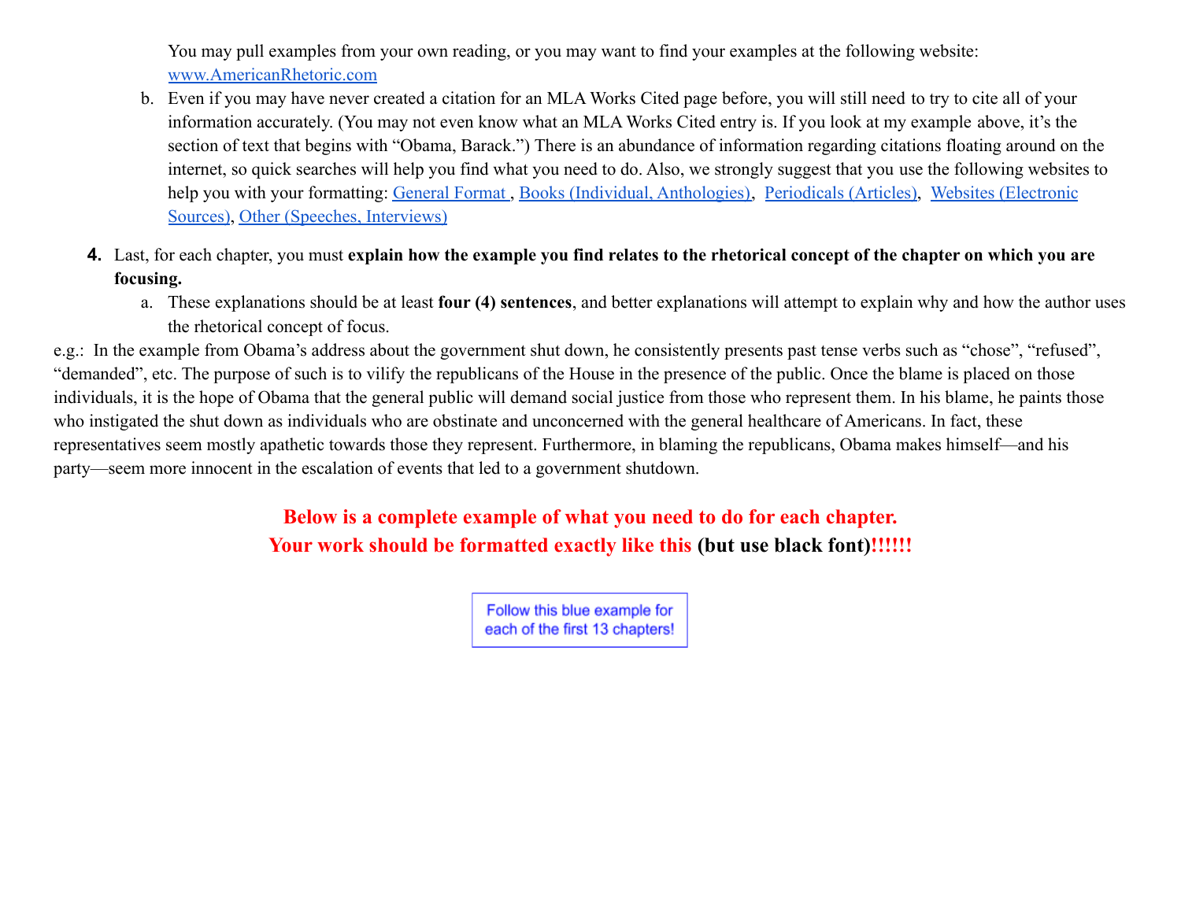You may pull examples from your own reading, or you may want to find your examples at the following website: [www.AmericanRhetoric.com](www.AmericanRhetoric.com)

b. Even if you may have never created a citation for an MLA Works Cited page before, you will still need to try to cite all of your information accurately. (You may not even know what an MLA Works Cited entry is. If you look at my example above, it's the section of text that begins with "Obama, Barack.") There is an abundance of information regarding citations floating around on the internet, so quick searches will help you find what you need to do. Also, we strongly suggest that you use the following websites to help you with your formatting: General Format , Books (Individual, Anthologies), Periodicals (Articles), Websites (Electronic Sources), Other (Speeches, Interviews)

4. Last, for each chapter, you must **explain how the example you find relates to the rhetorical concept of the chapter on which you are focusing.**
    a. These explanations should be at least **four (4) sentences**, and better explanations will attempt to explain why and how the author uses the rhetorical concept of focus.

e.g.: In the example from Obama's address about the government shut down, he consistently presents past tense verbs such as "chose", "refused", "demanded", etc. The purpose of such is to vilify the republicans of the House in the presence of the public. Once the blame is placed on those individuals, it is the hope of Obama that the general public will demand social justice from those who represent them. In his blame, he paints those who instigated the shut down as individuals who are obstinate and unconcerned with the general healthcare of Americans. In fact, these representatives seem mostly apathetic towards those they represent. Furthermore, in blaming the republicans, Obama makes himself—and his party—seem more innocent in the escalation of events that led to a government shutdown.

**Below is a complete example of what you need to do for each chapter.**
**Your work should be formatted exactly like this (but use black font)!!!!!!**

Follow this blue example for each of the first 13 chapters!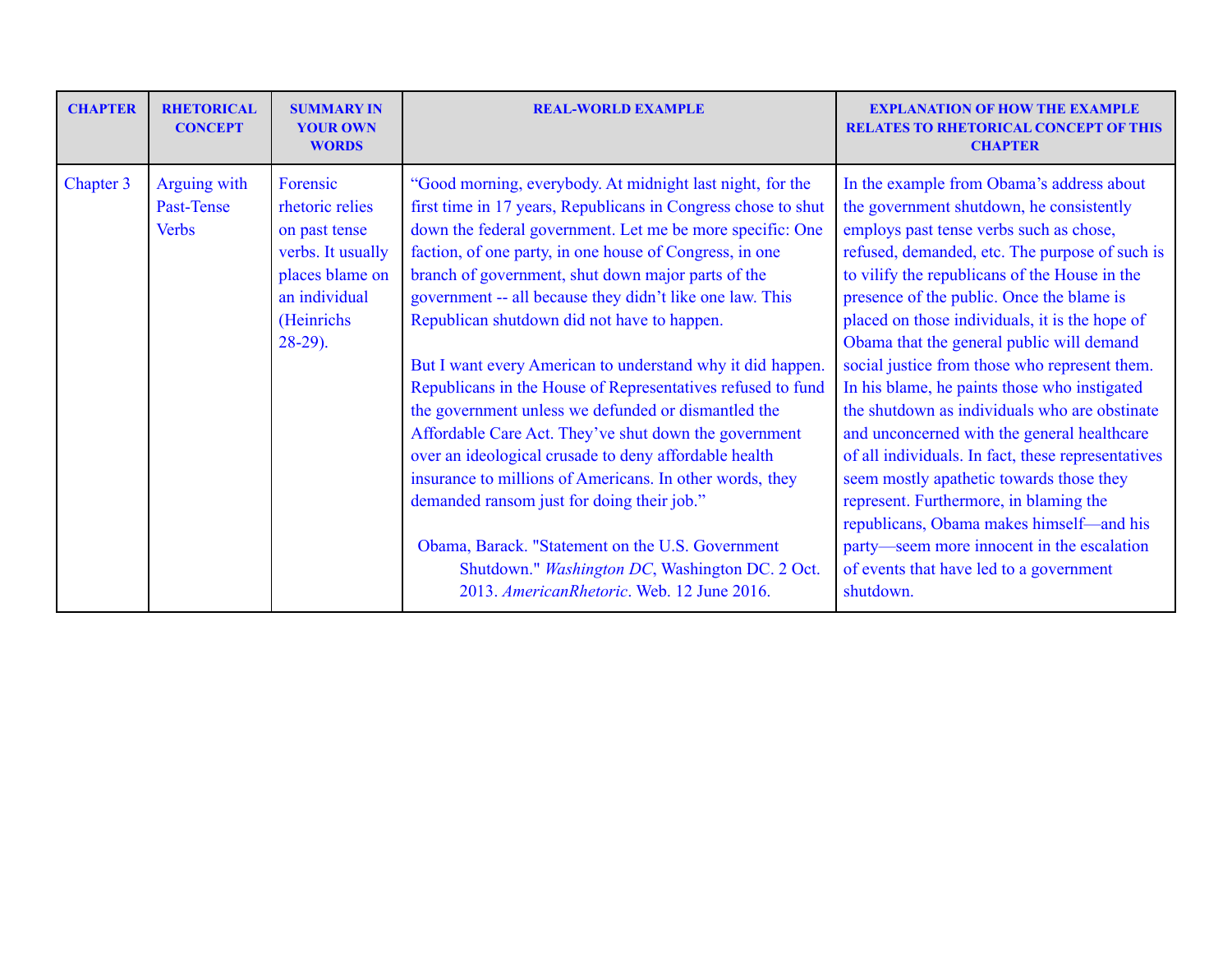| CHAPTER | RHETORICAL CONCEPT | SUMMARY IN YOUR OWN WORDS | REAL-WORLD EXAMPLE | EXPLANATION OF HOW THE EXAMPLE RELATES TO RHETORICAL CONCEPT OF THIS CHAPTER |
|---|---|---|---|---|
| Chapter 3 | Arguing with Past-Tense Verbs | Forensic rhetoric relies on past tense verbs. It usually places blame on an individual (Heinrichs 28-29). | "Good morning, everybody. At midnight last night, for the first time in 17 years, Republicans in Congress chose to shut down the federal government. Let me be more specific: One faction, of one party, in one house of Congress, in one branch of government, shut down major parts of the government -- all because they didn't like one law. This Republican shutdown did not have to happen.<br><br>But I want every American to understand why it did happen. Republicans in the House of Representatives refused to fund the government unless we defunded or dismantled the Affordable Care Act. They've shut down the government over an ideological crusade to deny affordable health insurance to millions of Americans. In other words, they demanded ransom just for doing their job."<br><br>Obama, Barack. "Statement on the U.S. Government Shutdown." *Washington DC*, Washington DC. 2 Oct. 2013. *AmericanRhetoric*. Web. 12 June 2016. | In the example from Obama's address about the government shutdown, he consistently employs past tense verbs such as chose, refused, demanded, etc. The purpose of such is to vilify the republicans of the House in the presence of the public. Once the blame is placed on those individuals, it is the hope of Obama that the general public will demand social justice from those who represent them. In his blame, he paints those who instigated the shutdown as individuals who are obstinate and unconcerned with the general healthcare of all individuals. In fact, these representatives seem mostly apathetic towards those they represent. Furthermore, in blaming the republicans, Obama makes himself—and his party—seem more innocent in the escalation of events that have led to a government shutdown. |